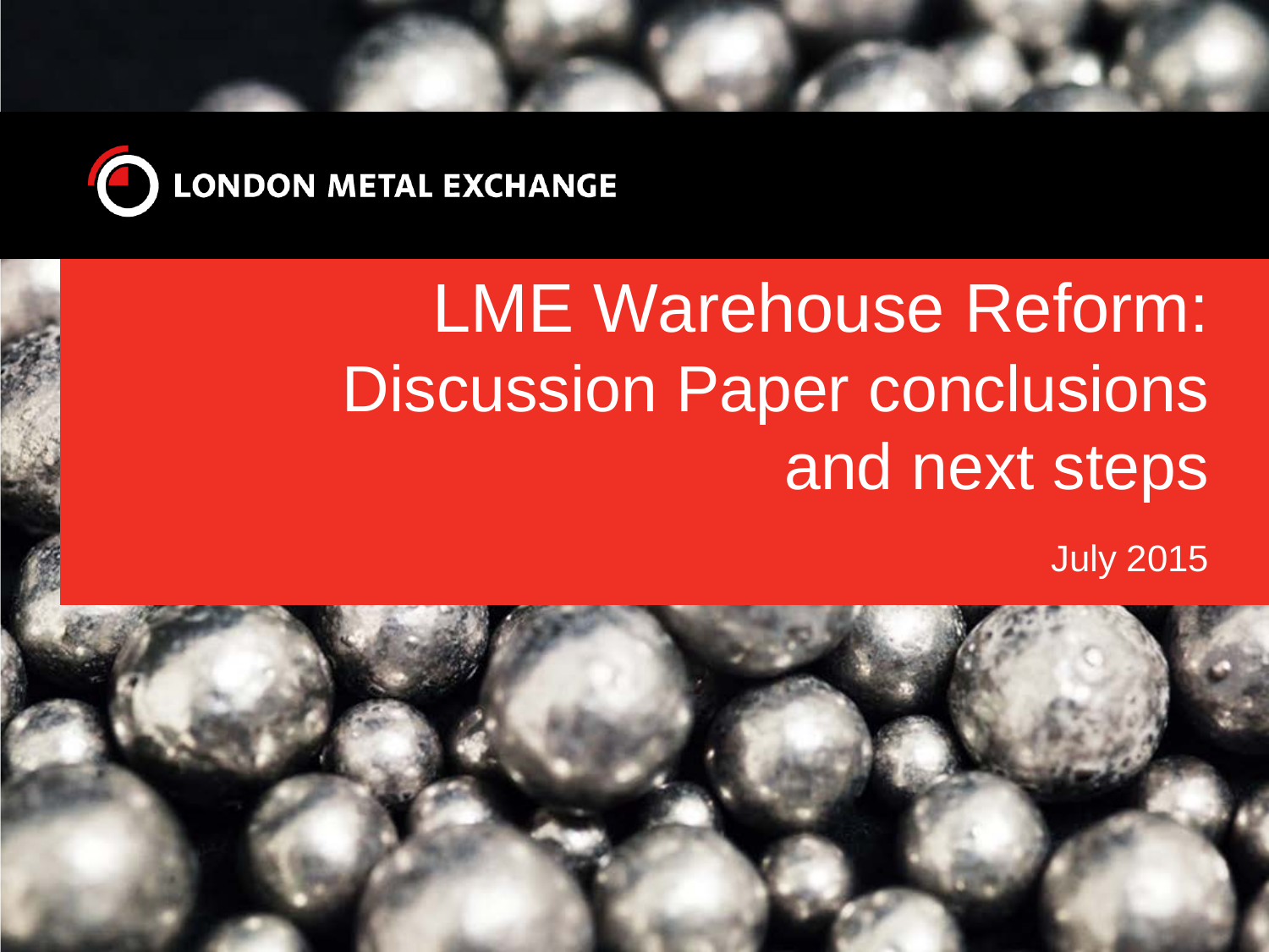LONDON METAL EXCHANGE

# LME Warehouse Reform: Discussion Paper conclusions and next steps

July 2015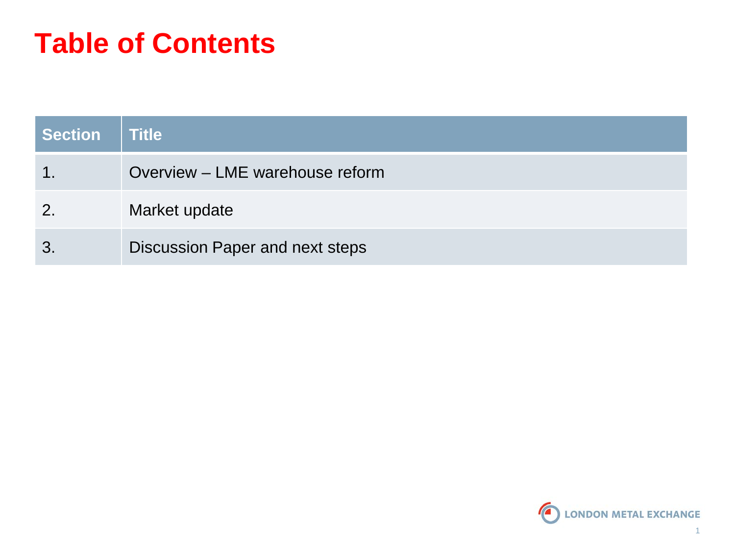# Table of Contents

| Section | Title |
|---|---|
| 1. | Overview – LME warehouse reform |
| 2. | Market update |
| 3. | Discussion Paper and next steps |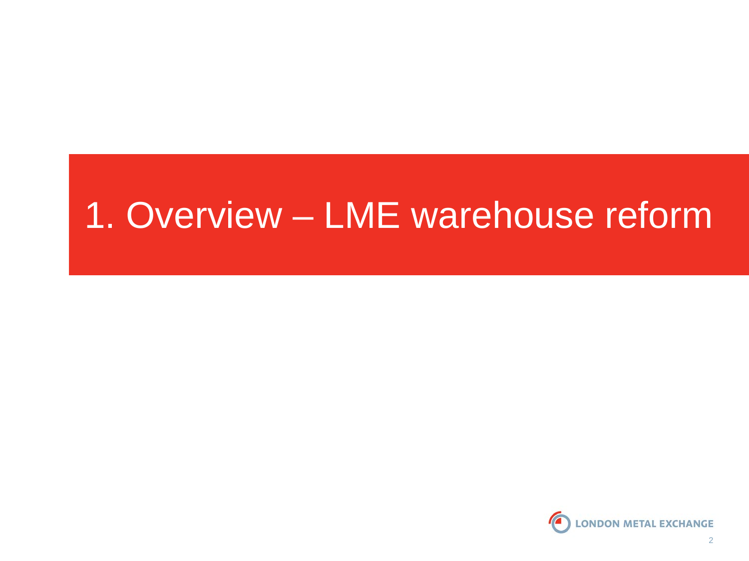# 1. Overview – LME warehouse reform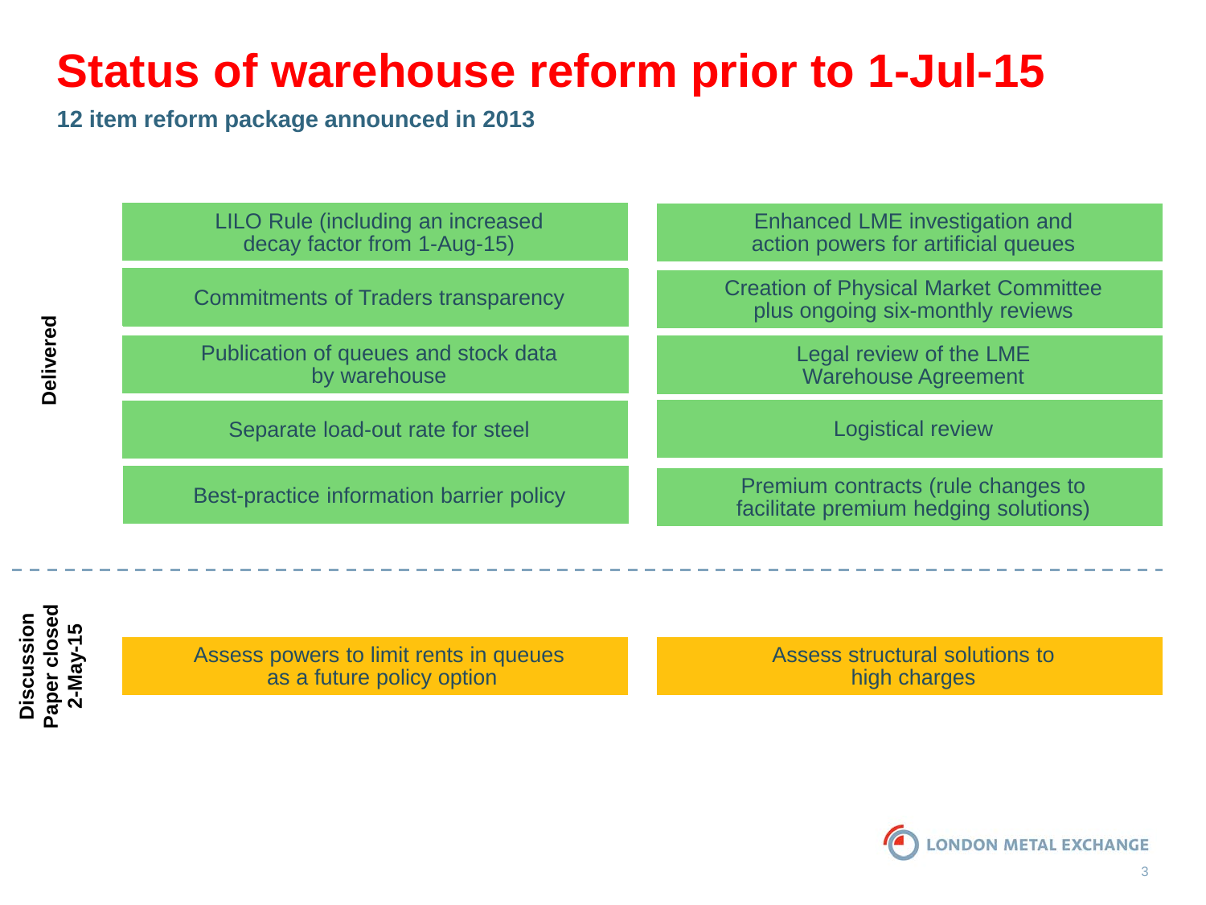# Status of warehouse reform prior to 1-Jul-15

**12 item reform package announced in 2013**

**Delivered**

- LILO Rule (including an increased decay factor from 1-Aug-15)
- Commitments of Traders transparency
- Publication of queues and stock data by warehouse
- Separate load-out rate for steel
- Best-practice information barrier policy
- Enhanced LME investigation and action powers for artificial queues
- Creation of Physical Market Committee plus ongoing six-monthly reviews
- Legal review of the LME Warehouse Agreement
- Logistical review
- Premium contracts (rule changes to facilitate premium hedging solutions)

**Discussion Paper closed 2-May-15**

- Assess powers to limit rents in queues as a future policy option
- Assess structural solutions to high charges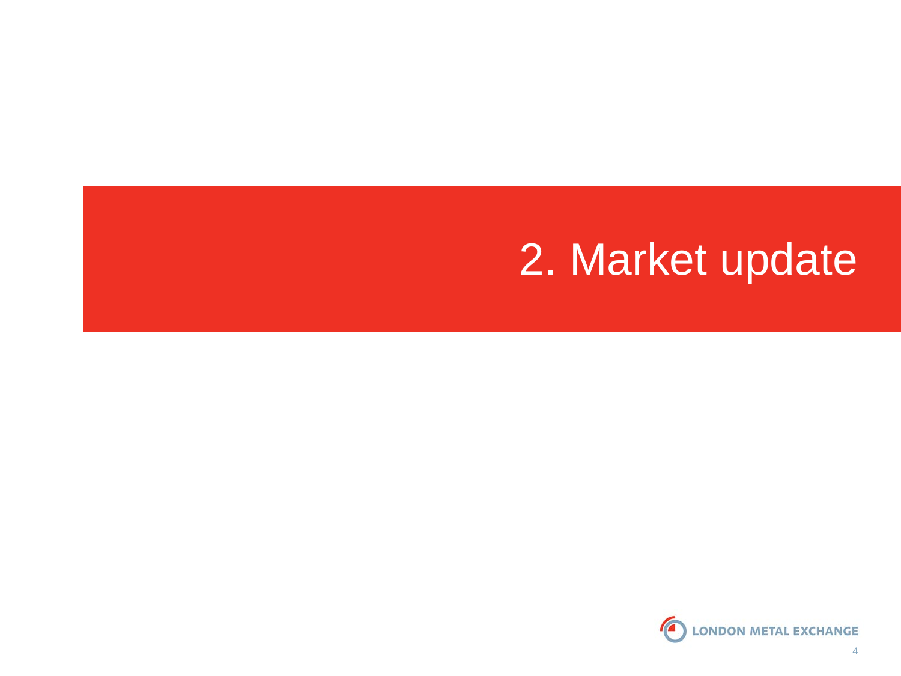# 2. Market update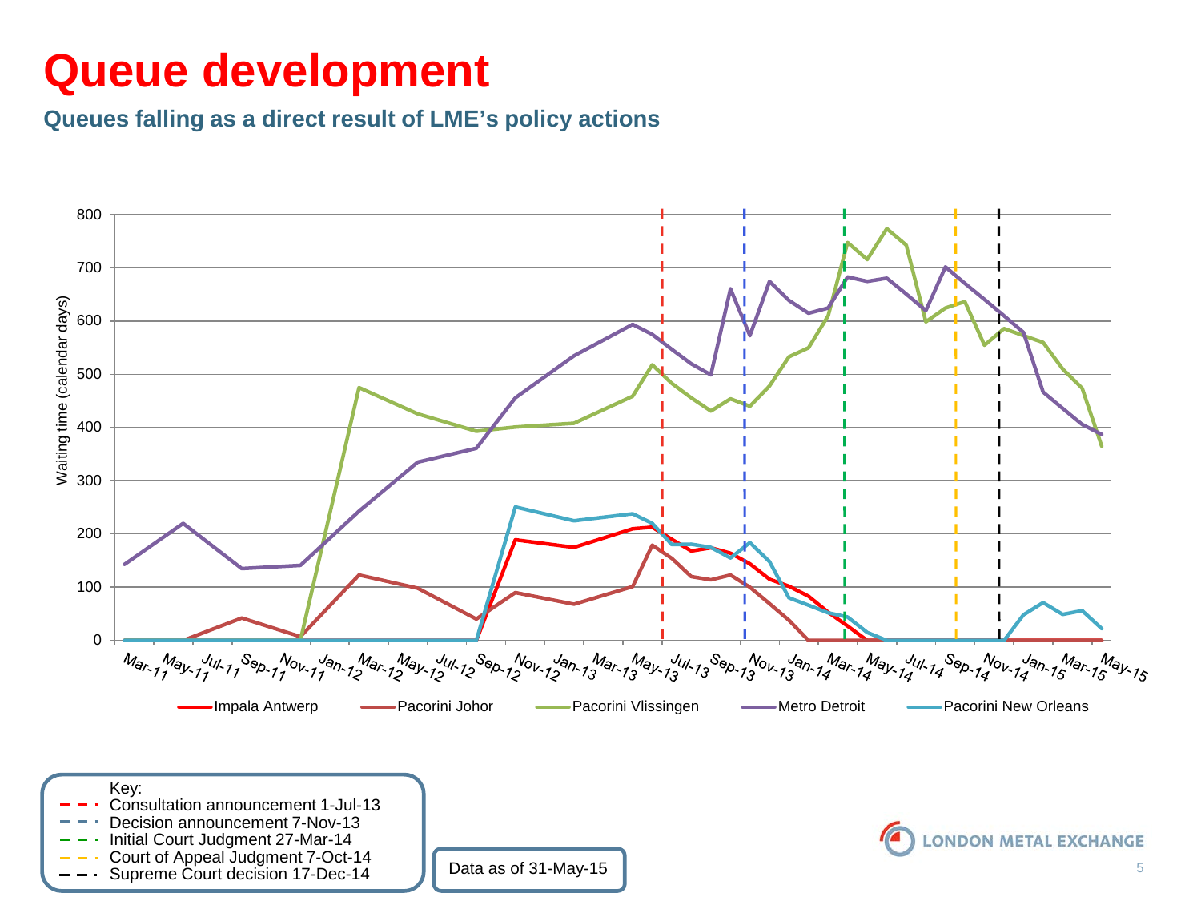# Queue development

### Queues falling as a direct result of LME's policy actions

Key:
- Consultation announcement 1-Jul-13
- Decision announcement 7-Nov-13
- Initial Court Judgment 27-Mar-14
- Court of Appeal Judgment 7-Oct-14
- Supreme Court decision 17-Dec-14

Data as of 31-May-15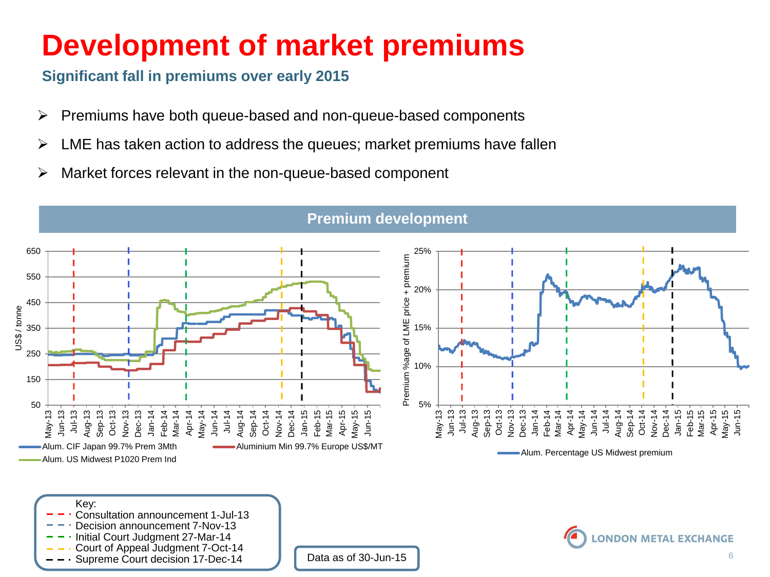# Development of market premiums

**Significant fall in premiums over early 2015**

- Premiums have both queue-based and non-queue-based components
- LME has taken action to address the queues; market premiums have fallen
- Market forces relevant in the non-queue-based component

**Premium development**

Key:
- Consultation announcement 1-Jul-13
- Decision announcement 7-Nov-13
- Initial Court Judgment 27-Mar-14
- Court of Appeal Judgment 7-Oct-14
- Supreme Court decision 17-Dec-14

Data as of 30-Jun-15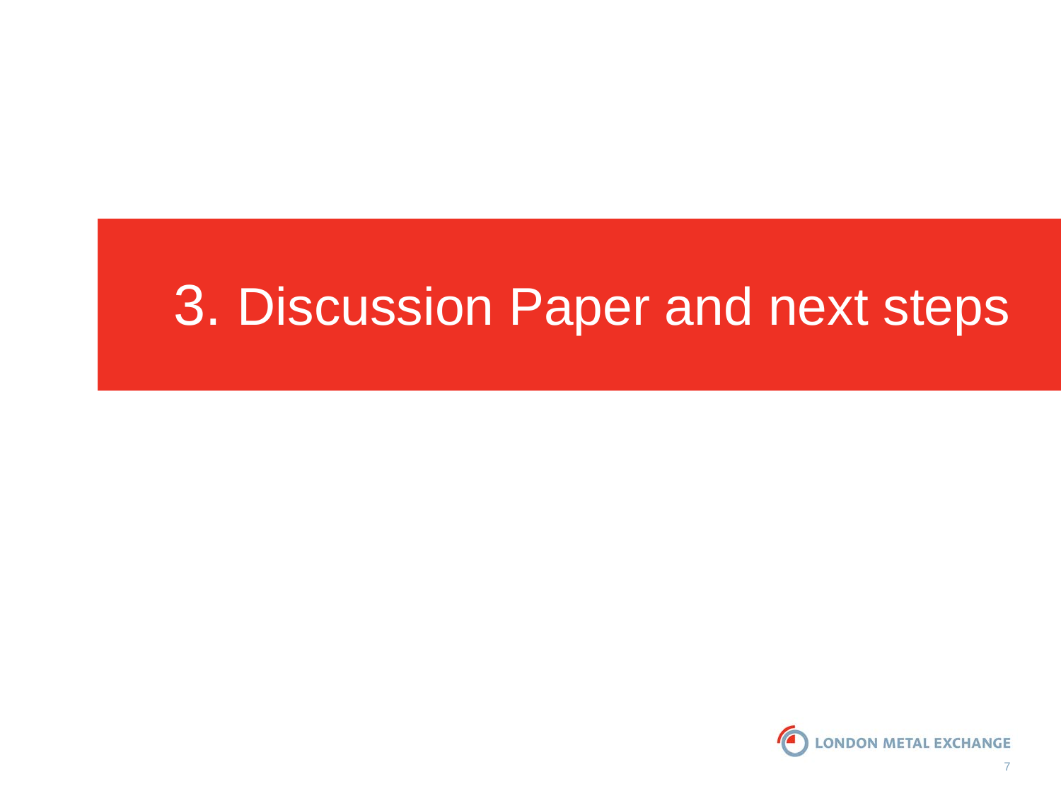# 3. Discussion Paper and next steps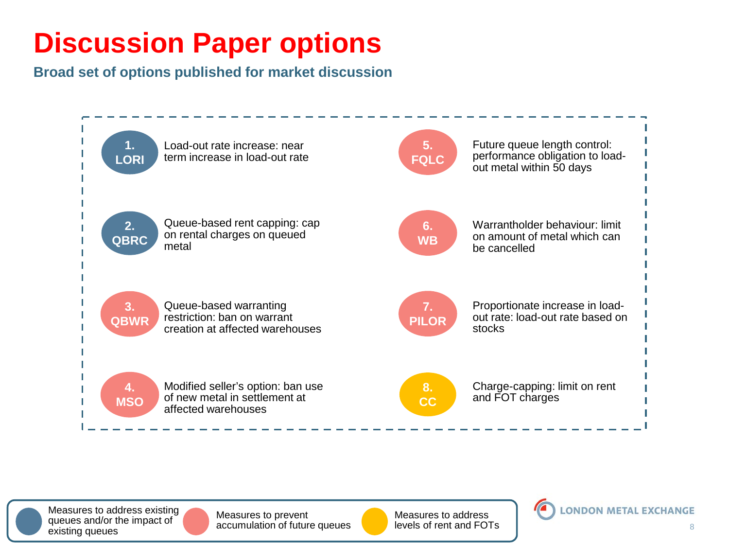# Discussion Paper options

**Broad set of options published for market discussion**

- **1. LORI** – Load-out rate increase: near term increase in load-out rate
- **2. QBRC** – Queue-based rent capping: cap on rental charges on queued metal
- **3. QBWR** – Queue-based warranting restriction: ban on warrant creation at affected warehouses
- **4. MSO** – Modified seller's option: ban use of new metal in settlement at affected warehouses
- **5. FQLC** – Future queue length control: performance obligation to load-out metal within 50 days
- **6. WB** – Warrantholder behaviour: limit on amount of metal which can be cancelled
- **7. PILOR** – Proportionate increase in load-out rate: load-out rate based on stocks
- **8. CC** – Charge-capping: limit on rent and FOT charges

Key:

- Measures to address existing queues and/or the impact of existing queues (1, 2)
- Measures to prevent accumulation of future queues (3, 4, 5, 6, 7)
- Measures to address levels of rent and FOTs (8)

LONDON METAL EXCHANGE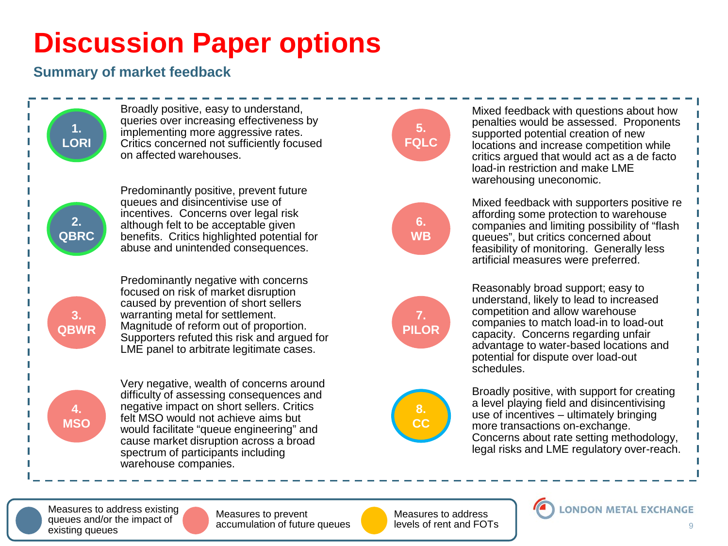# Discussion Paper options

## Summary of market feedback

**1. LORI**

Broadly positive, easy to understand, queries over increasing effectiveness by implementing more aggressive rates. Critics concerned not sufficiently focused on affected warehouses.

**2. QBRC**

Predominantly positive, prevent future queues and disincentivise use of incentives. Concerns over legal risk although felt to be acceptable given benefits. Critics highlighted potential for abuse and unintended consequences.

**3. QBWR**

Predominantly negative with concerns focused on risk of market disruption caused by prevention of short sellers warranting metal for settlement. Magnitude of reform out of proportion. Supporters refuted this risk and argued for LME panel to arbitrate legitimate cases.

**4. MSO**

Very negative, wealth of concerns around difficulty of assessing consequences and negative impact on short sellers. Critics felt MSO would not achieve aims but would facilitate "queue engineering" and cause market disruption across a broad spectrum of participants including warehouse companies.

**5. FQLC**

Mixed feedback with questions about how penalties would be assessed. Proponents supported potential creation of new locations and increase competition while critics argued that would act as a de facto load-in restriction and make LME warehousing uneconomic.

**6. WB**

Mixed feedback with supporters positive re affording some protection to warehouse companies and limiting possibility of "flash queues", but critics concerned about feasibility of monitoring. Generally less artificial measures were preferred.

**7. PILOR**

Reasonably broad support; easy to understand, likely to lead to increased competition and allow warehouse companies to match load-in to load-out capacity. Concerns regarding unfair advantage to water-based locations and potential for dispute over load-out schedules.

**8. CC**

Broadly positive, with support for creating a level playing field and disincentivising use of incentives – ultimately bringing more transactions on-exchange. Concerns about rate setting methodology, legal risks and LME regulatory over-reach.

Legend:
- Measures to address existing queues and/or the impact of existing queues
- Measures to prevent accumulation of future queues
- Measures to address levels of rent and FOTs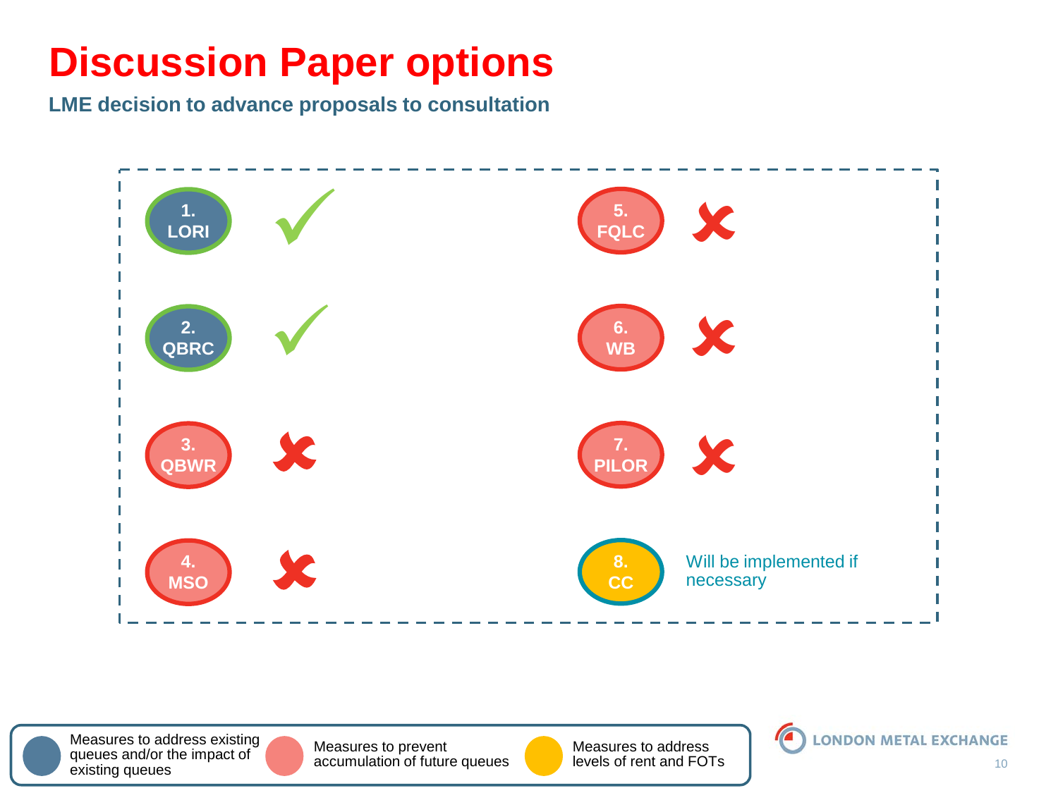# Discussion Paper options

**LME decision to advance proposals to consultation**

| Option | Decision |
| --- | --- |
| 1. LORI | ✓ |
| 2. QBRC | ✓ |
| 3. QBWR | ✗ |
| 4. MSO | ✗ |
| 5. FQLC | ✗ |
| 6. WB | ✗ |
| 7. PILOR | ✗ |
| 8. CC | Will be implemented if necessary |

- Measures to address existing queues and/or the impact of existing queues
- Measures to prevent accumulation of future queues
- Measures to address levels of rent and FOTs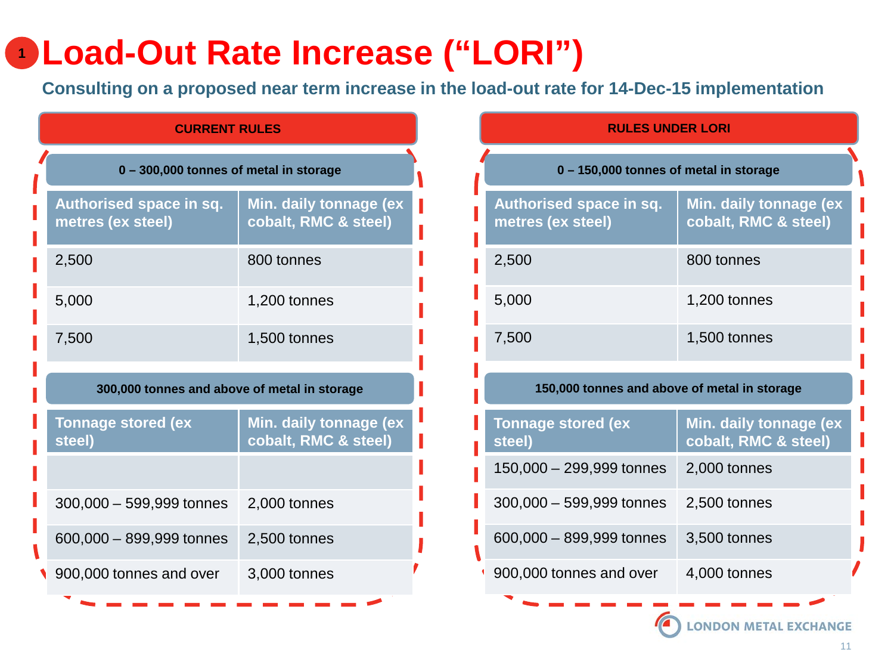# 1 Load-Out Rate Increase ("LORI")

**Consulting on a proposed near term increase in the load-out rate for 14-Dec-15 implementation**

## CURRENT RULES

**0 – 300,000 tonnes of metal in storage**

| Authorised space in sq. metres (ex steel) | Min. daily tonnage (ex cobalt, RMC & steel) |
|---|---|
| 2,500 | 800 tonnes |
| 5,000 | 1,200 tonnes |
| 7,500 | 1,500 tonnes |

**300,000 tonnes and above of metal in storage**

| Tonnage stored (ex steel) | Min. daily tonnage (ex cobalt, RMC & steel) |
|---|---|
| | |
| 300,000 – 599,999 tonnes | 2,000 tonnes |
| 600,000 – 899,999 tonnes | 2,500 tonnes |
| 900,000 tonnes and over | 3,000 tonnes |

## RULES UNDER LORI

**0 – 150,000 tonnes of metal in storage**

| Authorised space in sq. metres (ex steel) | Min. daily tonnage (ex cobalt, RMC & steel) |
|---|---|
| 2,500 | 800 tonnes |
| 5,000 | 1,200 tonnes |
| 7,500 | 1,500 tonnes |

**150,000 tonnes and above of metal in storage**

| Tonnage stored (ex steel) | Min. daily tonnage (ex cobalt, RMC & steel) |
|---|---|
| 150,000 – 299,999 tonnes | 2,000 tonnes |
| 300,000 – 599,999 tonnes | 2,500 tonnes |
| 600,000 – 899,999 tonnes | 3,500 tonnes |
| 900,000 tonnes and over | 4,000 tonnes |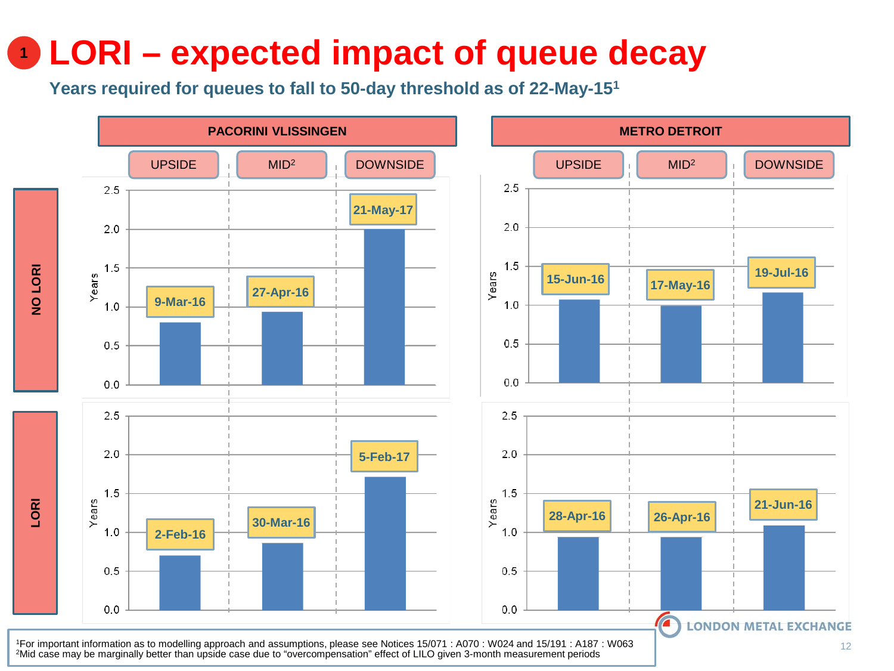# 1 LORI – expected impact of queue decay

**Years required for queues to fall to 50-day threshold as of 22-May-15[1]**

| | PACORINI VLISSINGEN | | | METRO DETROIT | | |
|---|---|---|---|---|---|---|
| | UPSIDE | MID[2] | DOWNSIDE | UPSIDE | MID[2] | DOWNSIDE |
| **NO LORI** | 9-Mar-16 | 27-Apr-16 | 21-May-17 | 15-Jun-16 | 17-May-16 | 19-Jul-16 |
| **LORI** | 2-Feb-16 | 30-Mar-16 | 5-Feb-17 | 28-Apr-16 | 26-Apr-16 | 21-Jun-16 |

[1]For important information as to modelling approach and assumptions, please see Notices 15/071 : A070 : W024 and 15/191 : A187 : W063
[2]Mid case may be marginally better than upside case due to "overcompensation" effect of LILO given 3-month measurement periods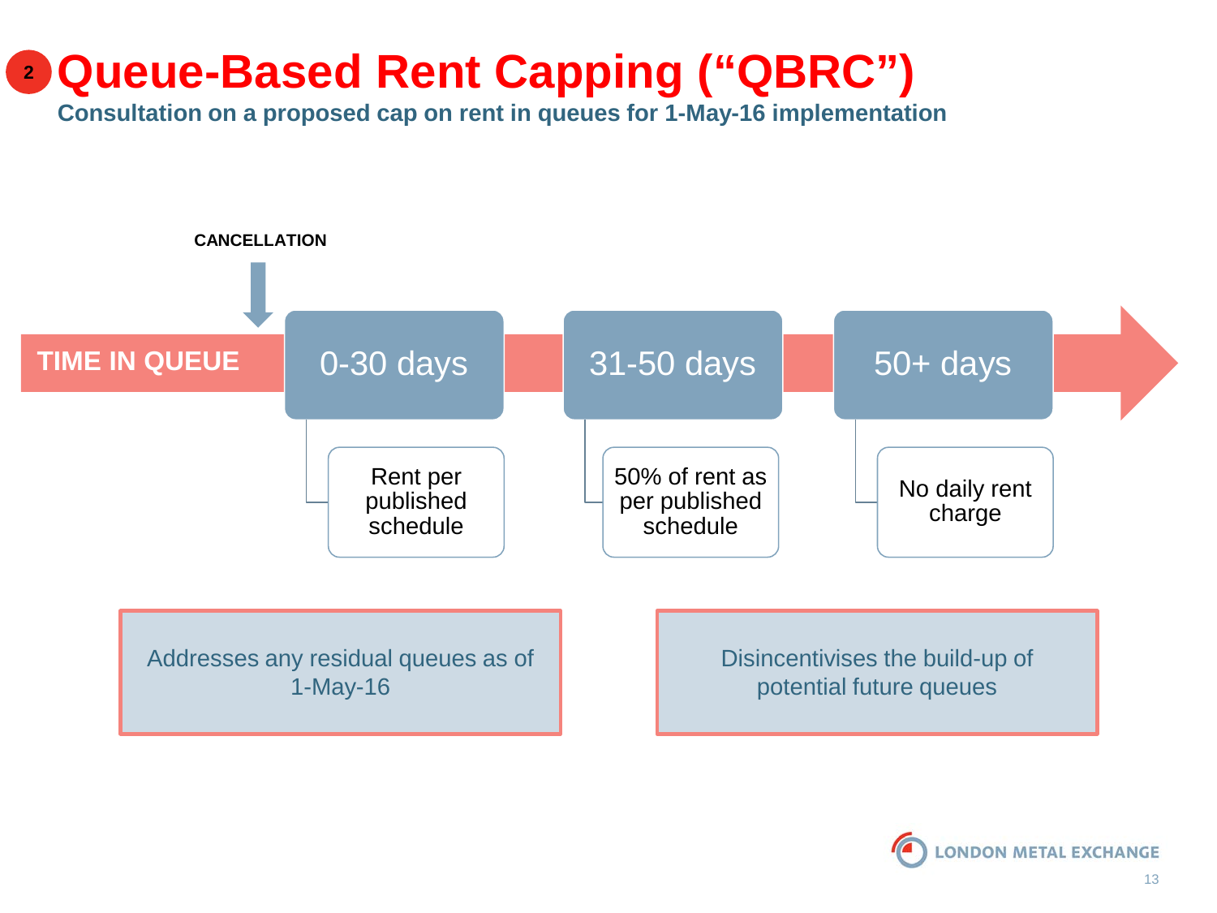# Queue-Based Rent Capping ("QBRC")

**Consultation on a proposed cap on rent in queues for 1-May-16 implementation**

**CANCELLATION**

**TIME IN QUEUE**

| 0-30 days | 31-50 days | 50+ days |
| --- | --- | --- |
| Rent per published schedule | 50% of rent as per published schedule | No daily rent charge |

Addresses any residual queues as of 1-May-16

Disincentivises the build-up of potential future queues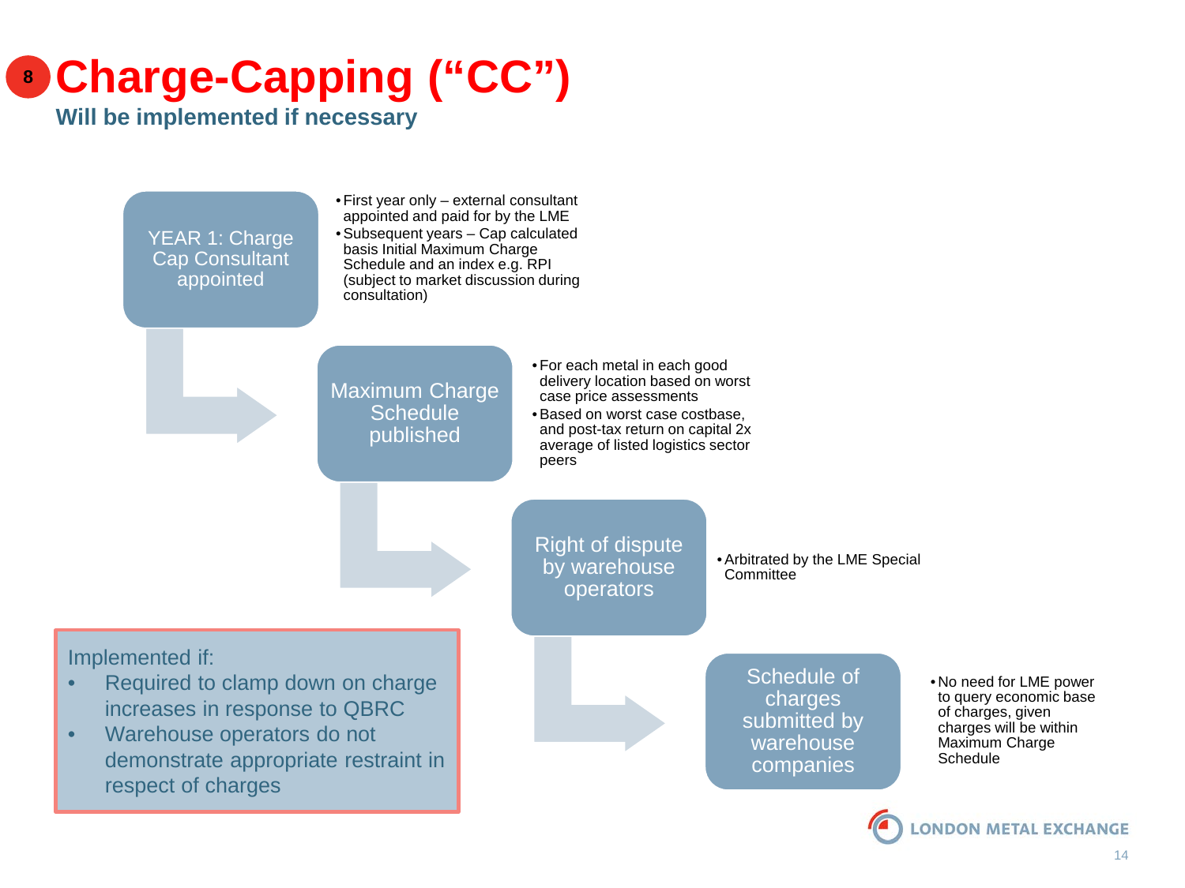# 8 Charge-Capping ("CC")

## Will be implemented if necessary

**YEAR 1: Charge Cap Consultant appointed**

- First year only – external consultant appointed and paid for by the LME
- Subsequent years – Cap calculated basis Initial Maximum Charge Schedule and an index e.g. RPI (subject to market discussion during consultation)

**Maximum Charge Schedule published**

- For each metal in each good delivery location based on worst case price assessments
- Based on worst case costbase, and post-tax return on capital 2x average of listed logistics sector peers

**Right of dispute by warehouse operators**

- Arbitrated by the LME Special Committee

**Schedule of charges submitted by warehouse companies**

- No need for LME power to query economic base of charges, given charges will be within Maximum Charge Schedule

Implemented if:

- Required to clamp down on charge increases in response to QBRC
- Warehouse operators do not demonstrate appropriate restraint in respect of charges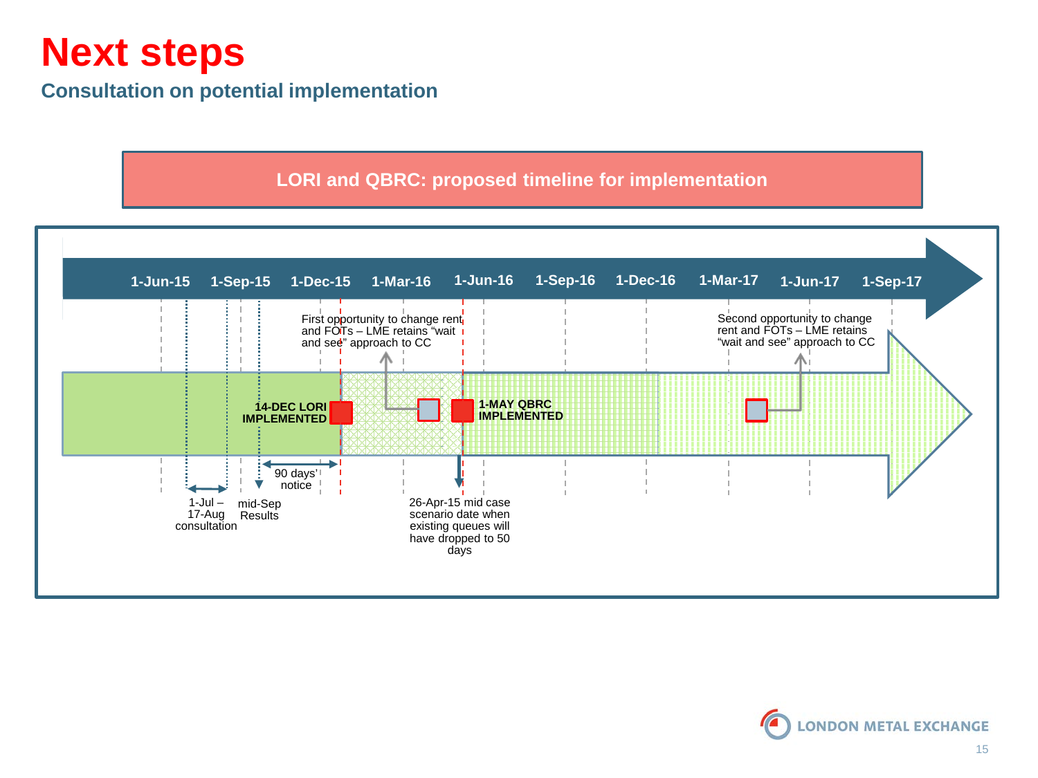# Next steps

## Consultation on potential implementation

**LORI and QBRC: proposed timeline for implementation**

1-Jun-15 | 1-Sep-15 | 1-Dec-15 | 1-Mar-16 | 1-Jun-16 | 1-Sep-16 | 1-Dec-16 | 1-Mar-17 | 1-Jun-17 | 1-Sep-17

**14-DEC LORI IMPLEMENTED**

**1-MAY QBRC IMPLEMENTED**

First opportunity to change rent and FOTs – LME retains "wait and see" approach to CC

Second opportunity to change rent and FOTs – LME retains "wait and see" approach to CC

1-Jul – 17-Aug consultation

mid-Sep Results

90 days' notice

26-Apr-15 mid case scenario date when existing queues will have dropped to 50 days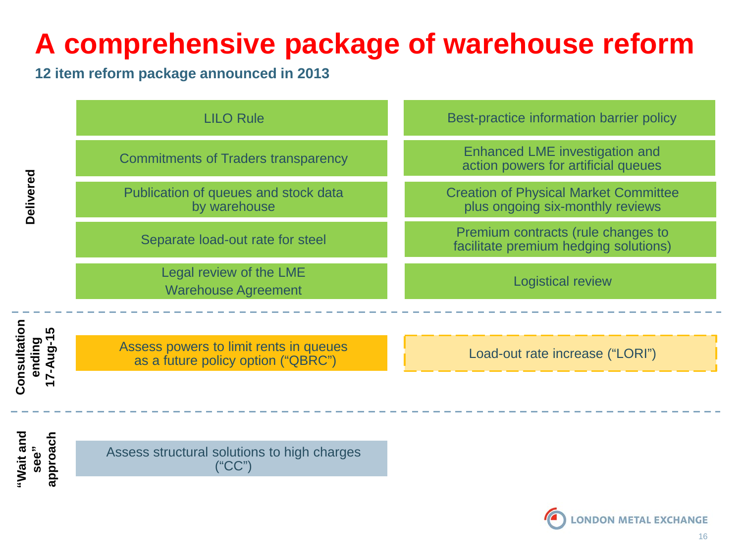# A comprehensive package of warehouse reform

**12 item reform package announced in 2013**

**Delivered**

- LILO Rule
- Best-practice information barrier policy
- Commitments of Traders transparency
- Enhanced LME investigation and action powers for artificial queues
- Publication of queues and stock data by warehouse
- Creation of Physical Market Committee plus ongoing six-monthly reviews
- Separate load-out rate for steel
- Premium contracts (rule changes to facilitate premium hedging solutions)
- Legal review of the LME Warehouse Agreement
- Logistical review

**Consultation ending 17-Aug-15**

- Assess powers to limit rents in queues as a future policy option ("QBRC")
- Load-out rate increase ("LORI")

**"Wait and see" approach**

- Assess structural solutions to high charges ("CC")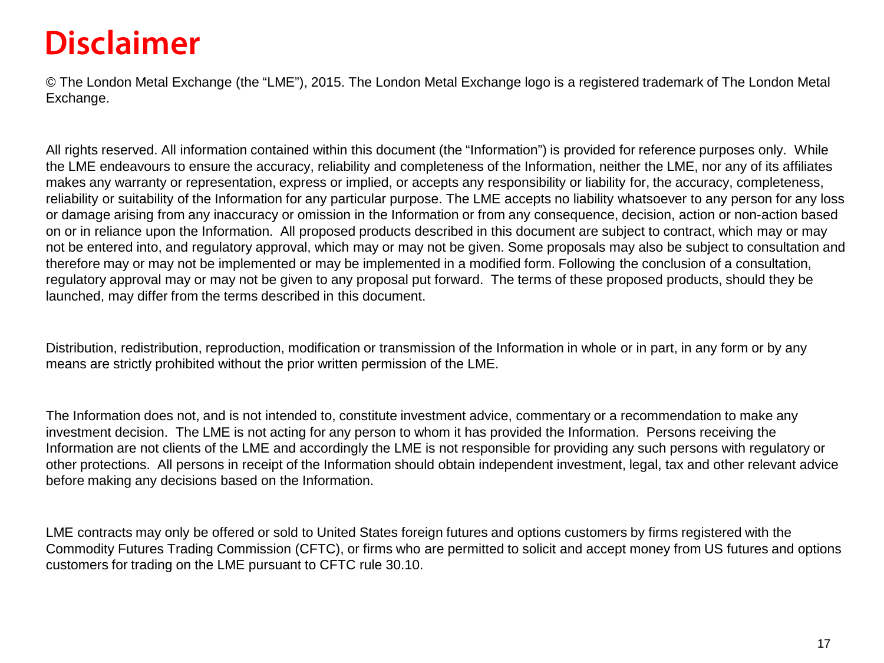# Disclaimer

© The London Metal Exchange (the "LME"), 2015. The London Metal Exchange logo is a registered trademark of The London Metal Exchange.

All rights reserved. All information contained within this document (the "Information") is provided for reference purposes only. While the LME endeavours to ensure the accuracy, reliability and completeness of the Information, neither the LME, nor any of its affiliates makes any warranty or representation, express or implied, or accepts any responsibility or liability for, the accuracy, completeness, reliability or suitability of the Information for any particular purpose. The LME accepts no liability whatsoever to any person for any loss or damage arising from any inaccuracy or omission in the Information or from any consequence, decision, action or non-action based on or in reliance upon the Information. All proposed products described in this document are subject to contract, which may or may not be entered into, and regulatory approval, which may or may not be given. Some proposals may also be subject to consultation and therefore may or may not be implemented or may be implemented in a modified form. Following the conclusion of a consultation, regulatory approval may or may not be given to any proposal put forward. The terms of these proposed products, should they be launched, may differ from the terms described in this document.

Distribution, redistribution, reproduction, modification or transmission of the Information in whole or in part, in any form or by any means are strictly prohibited without the prior written permission of the LME.

The Information does not, and is not intended to, constitute investment advice, commentary or a recommendation to make any investment decision. The LME is not acting for any person to whom it has provided the Information. Persons receiving the Information are not clients of the LME and accordingly the LME is not responsible for providing any such persons with regulatory or other protections. All persons in receipt of the Information should obtain independent investment, legal, tax and other relevant advice before making any decisions based on the Information.

LME contracts may only be offered or sold to United States foreign futures and options customers by firms registered with the Commodity Futures Trading Commission (CFTC), or firms who are permitted to solicit and accept money from US futures and options customers for trading on the LME pursuant to CFTC rule 30.10.